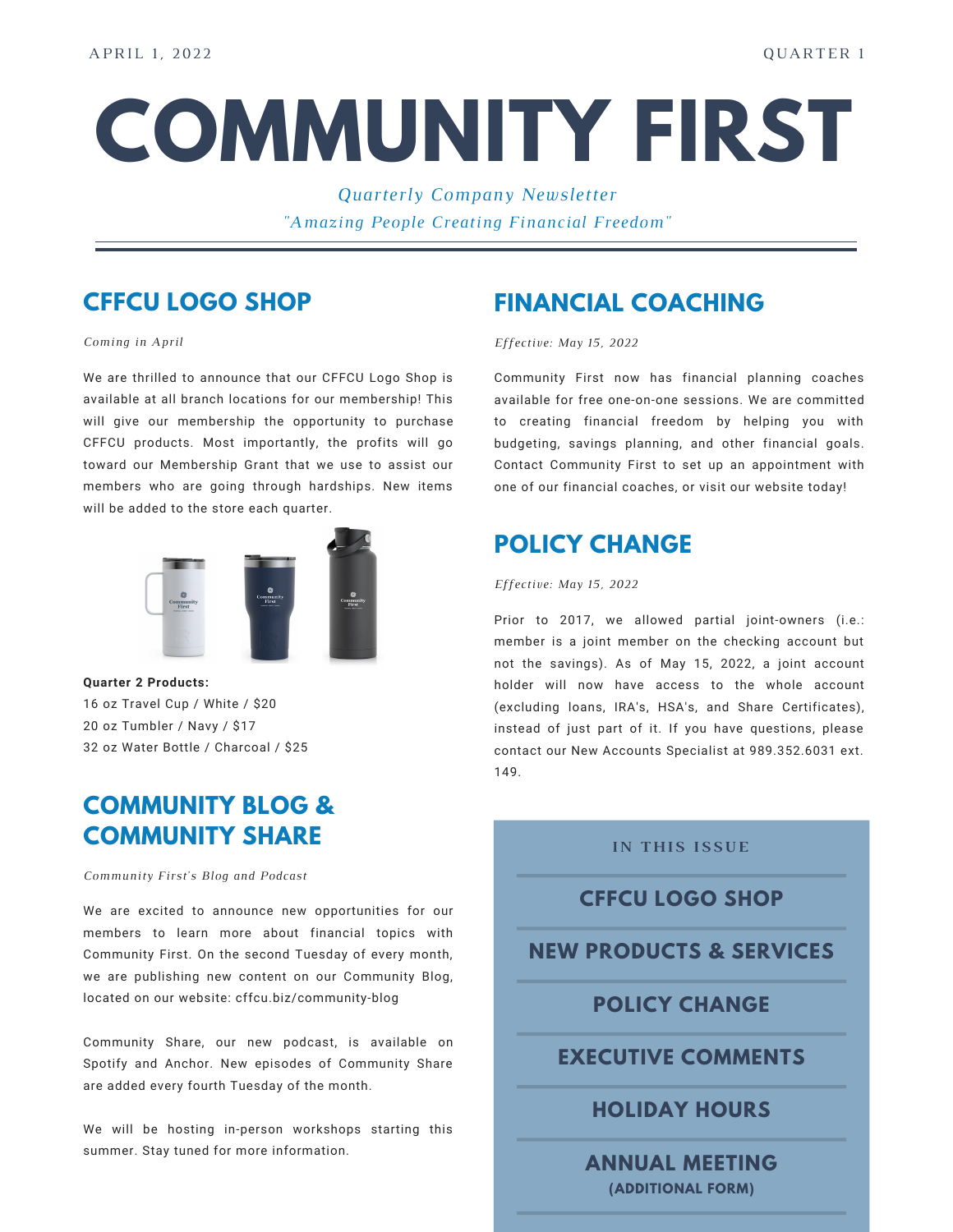APRIL 1, 2022 QUARTER 1

# COMMUNITY FIRST

*Quarterly Company Newsletter*

*"Amazing People Creating Financial Freedom"*

## CFFCU LOGO SHOP

*Coming in April*

We are thrilled to announce that our CFFCU Logo Shop is available at all branch locations for our membership! This will give our membership the opportunity to purchase CFFCU products. Most importantly, the profits will go toward our Membership Grant that we use to assist our members who are going through hardships. New items will be added to the store each quarter.

**Quarter 2 Products:**
16 oz Travel Cup / White / $20
20 oz Tumbler / Navy / $17
32 oz Water Bottle / Charcoal / $25

## COMMUNITY BLOG & COMMUNITY SHARE

*Community First's Blog and Podcast*

We are excited to announce new opportunities for our members to learn more about financial topics with Community First. On the second Tuesday of every month, we are publishing new content on our Community Blog, located on our website: cffcu.biz/community-blog

Community Share, our new podcast, is available on Spotify and Anchor. New episodes of Community Share are added every fourth Tuesday of the month.

We will be hosting in-person workshops starting this summer. Stay tuned for more information.

## FINANCIAL COACHING

*Effective: May 15, 2022*

Community First now has financial planning coaches available for free one-on-one sessions. We are committed to creating financial freedom by helping you with budgeting, savings planning, and other financial goals. Contact Community First to set up an appointment with one of our financial coaches, or visit our website today!

## POLICY CHANGE

*Effective: May 15, 2022*

Prior to 2017, we allowed partial joint-owners (i.e.: member is a joint member on the checking account but not the savings). As of May 15, 2022, a joint account holder will now have access to the whole account (excluding loans, IRA's, HSA's, and Share Certificates), instead of just part of it. If you have questions, please contact our New Accounts Specialist at 989.352.6031 ext. 149.

### IN THIS ISSUE

- CFFCU LOGO SHOP
- NEW PRODUCTS & SERVICES
- POLICY CHANGE
- EXECUTIVE COMMENTS
- HOLIDAY HOURS
- ANNUAL MEETING (ADDITIONAL FORM)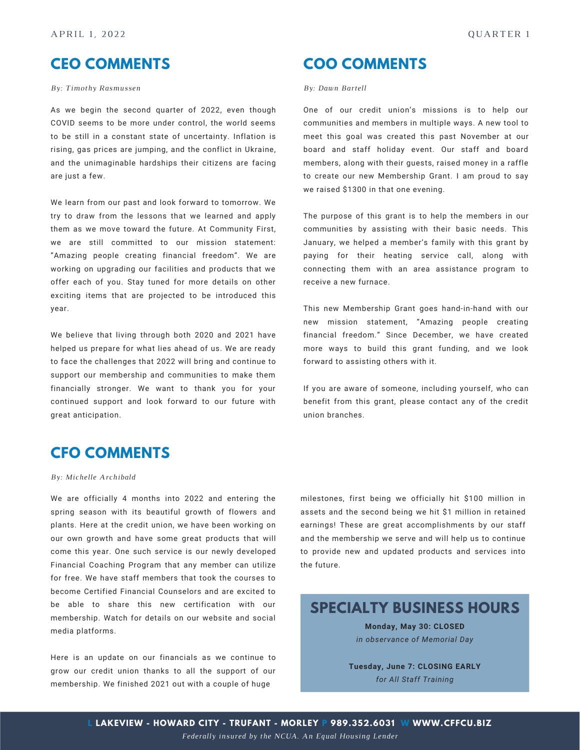## CEO COMMENTS

*By: Timothy Rasmussen*

As we begin the second quarter of 2022, even though COVID seems to be more under control, the world seems to be still in a constant state of uncertainty. Inflation is rising, gas prices are jumping, and the conflict in Ukraine, and the unimaginable hardships their citizens are facing are just a few.

We learn from our past and look forward to tomorrow. We try to draw from the lessons that we learned and apply them as we move toward the future. At Community First, we are still committed to our mission statement: "Amazing people creating financial freedom". We are working on upgrading our facilities and products that we offer each of you. Stay tuned for more details on other exciting items that are projected to be introduced this year.

We believe that living through both 2020 and 2021 have helped us prepare for what lies ahead of us. We are ready to face the challenges that 2022 will bring and continue to support our membership and communities to make them financially stronger. We want to thank you for your continued support and look forward to our future with great anticipation.

## COO COMMENTS

*By: Dawn Bartell*

One of our credit union's missions is to help our communities and members in multiple ways. A new tool to meet this goal was created this past November at our board and staff holiday event. Our staff and board members, along with their guests, raised money in a raffle to create our new Membership Grant. I am proud to say we raised $1300 in that one evening.

The purpose of this grant is to help the members in our communities by assisting with their basic needs. This January, we helped a member's family with this grant by paying for their heating service call, along with connecting them with an area assistance program to receive a new furnace.

This new Membership Grant goes hand-in-hand with our new mission statement, "Amazing people creating financial freedom." Since December, we have created more ways to build this grant funding, and we look forward to assisting others with it.

If you are aware of someone, including yourself, who can benefit from this grant, please contact any of the credit union branches.

## CFO COMMENTS

*By: Michelle Archibald*

We are officially 4 months into 2022 and entering the spring season with its beautiful growth of flowers and plants. Here at the credit union, we have been working on our own growth and have some great products that will come this year. One such service is our newly developed Financial Coaching Program that any member can utilize for free. We have staff members that took the courses to become Certified Financial Counselors and are excited to be able to share this new certification with our membership. Watch for details on our website and social media platforms.

Here is an update on our financials as we continue to grow our credit union thanks to all the support of our membership. We finished 2021 out with a couple of huge milestones, first being we officially hit $100 million in assets and the second being we hit $1 million in retained earnings! These are great accomplishments by our staff and the membership we serve and will help us to continue to provide new and updated products and services into the future.

## SPECIALTY BUSINESS HOURS

**Monday, May 30: CLOSED**
*in observance of Memorial Day*

**Tuesday, June 7: CLOSING EARLY**
*for All Staff Training*

**L** LAKEVIEW - HOWARD CITY - TRUFANT - MORLEY **P** 989.352.6031 **W** WWW.CFFCU.BIZ

*Federally insured by the NCUA. An Equal Housing Lender*